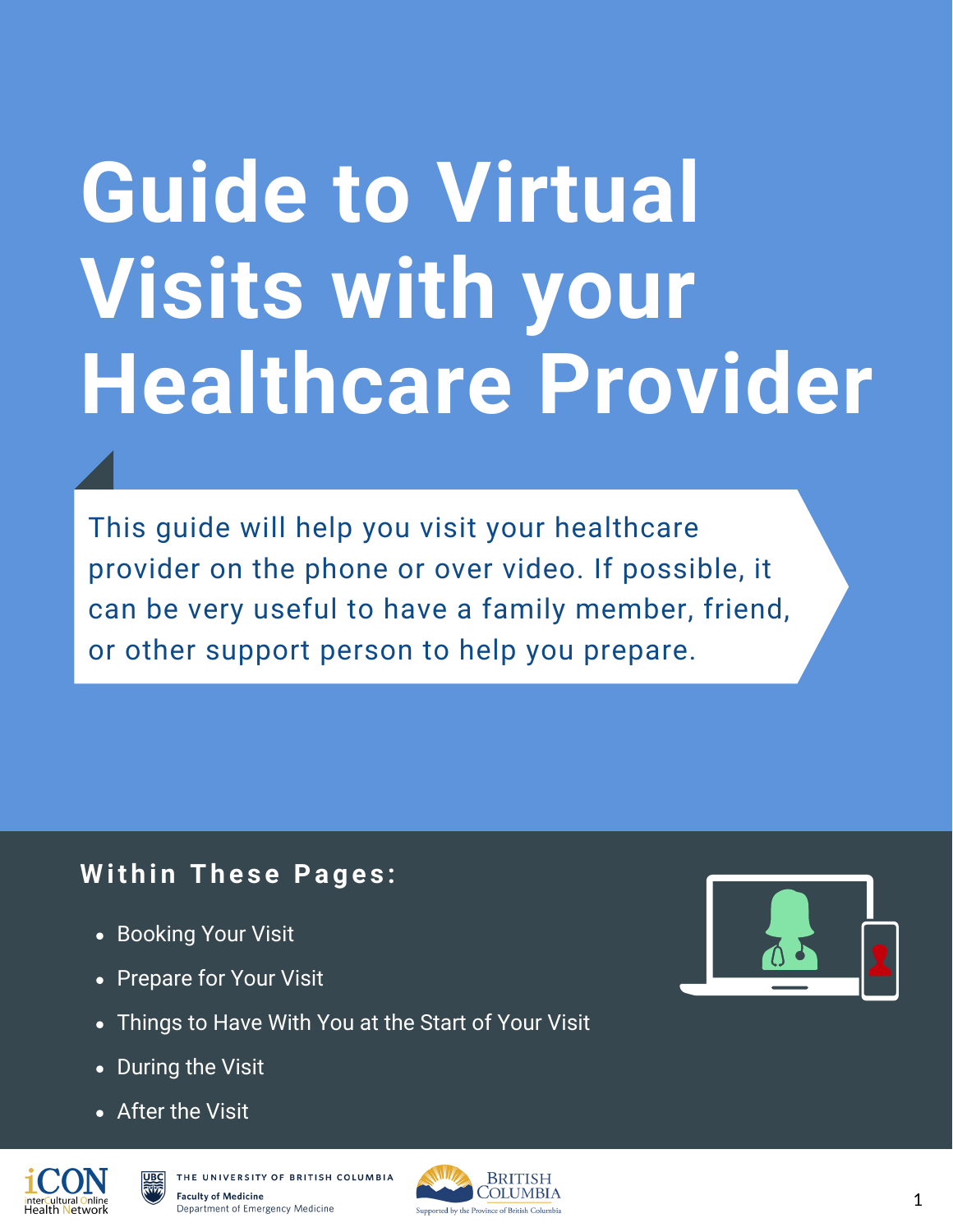# Guide to Virtual Visits with your Healthcare Provider

This guide will help you visit your healthcare provider on the phone or over video. If possible, it can be very useful to have a family member, friend, or other support person to help you prepare.

## Within These Pages:

- Booking Your Visit
- Prepare for Your Visit
- Things to Have With You at the Start of Your Visit
- During the Visit
- After the Visit

iCON interCultural Online Health Network

THE UNIVERSITY OF BRITISH COLUMBIA Faculty of Medicine Department of Emergency Medicine

BRITISH COLUMBIA Supported by the Province of British Columbia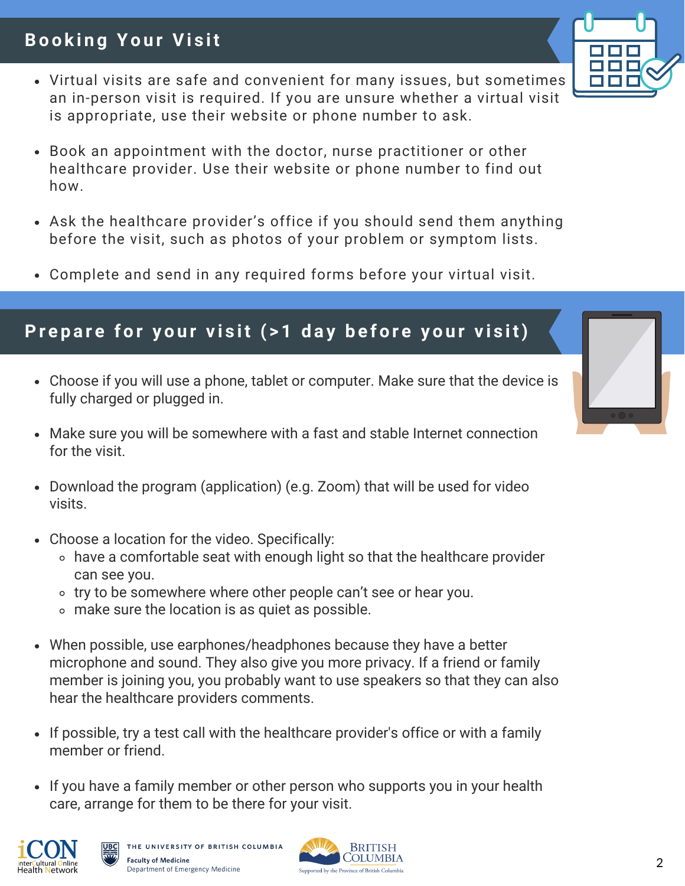## Booking Your Visit

- Virtual visits are safe and convenient for many issues, but sometimes an in-person visit is required. If you are unsure whether a virtual visit is appropriate, use their website or phone number to ask.
- Book an appointment with the doctor, nurse practitioner or other healthcare provider. Use their website or phone number to find out how.
- Ask the healthcare provider's office if you should send them anything before the visit, such as photos of your problem or symptom lists.
- Complete and send in any required forms before your virtual visit.

## Prepare for your visit (>1 day before your visit)

- Choose if you will use a phone, tablet or computer. Make sure that the device is fully charged or plugged in.
- Make sure you will be somewhere with a fast and stable Internet connection for the visit.
- Download the program (application) (e.g. Zoom) that will be used for video visits.
- Choose a location for the video. Specifically:
  - have a comfortable seat with enough light so that the healthcare provider can see you.
  - try to be somewhere where other people can't see or hear you.
  - make sure the location is as quiet as possible.
- When possible, use earphones/headphones because they have a better microphone and sound. They also give you more privacy. If a friend or family member is joining you, you probably want to use speakers so that they can also hear the healthcare providers comments.
- If possible, try a test call with the healthcare provider's office or with a family member or friend.
- If you have a family member or other person who supports you in your health care, arrange for them to be there for your visit.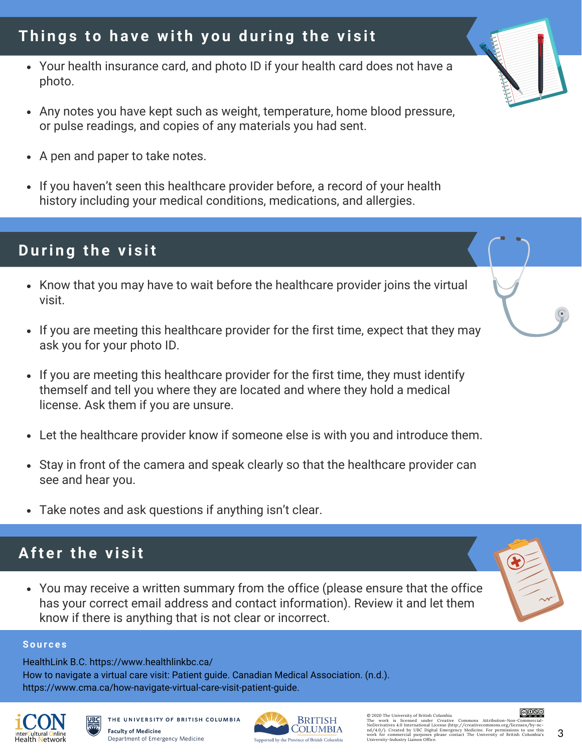## Things to have with you during the visit

- Your health insurance card, and photo ID if your health card does not have a photo.
- Any notes you have kept such as weight, temperature, home blood pressure, or pulse readings, and copies of any materials you had sent.
- A pen and paper to take notes.
- If you haven't seen this healthcare provider before, a record of your health history including your medical conditions, medications, and allergies.

## During the visit

- Know that you may have to wait before the healthcare provider joins the virtual visit.
- If you are meeting this healthcare provider for the first time, expect that they may ask you for your photo ID.
- If you are meeting this healthcare provider for the first time, they must identify themself and tell you where they are located and where they hold a medical license. Ask them if you are unsure.
- Let the healthcare provider know if someone else is with you and introduce them.
- Stay in front of the camera and speak clearly so that the healthcare provider can see and hear you.
- Take notes and ask questions if anything isn't clear.

## After the visit

- You may receive a written summary from the office (please ensure that the office has your correct email address and contact information). Review it and let them know if there is anything that is not clear or incorrect.

### Sources

HealthLink B.C. https://www.healthlinkbc.ca/
How to navigate a virtual care visit: Patient guide. Canadian Medical Association. (n.d.). https://www.cma.ca/how-navigate-virtual-care-visit-patient-guide.

iCON interCultural Online Health Network

THE UNIVERSITY OF BRITISH COLUMBIA
Faculty of Medicine
Department of Emergency Medicine

BRITISH COLUMBIA
Supported by the Province of British Columbia

© 2020 The University of British Columbia
The work is licensed under Creative Commons Attribution-Non-Commercial-NoDerivatives 4.0 International License (http://creativecommons.org/licenses/by-nc-nd/4.0/). Created by UBC Digital Emergency Medicine. For permissions to use this work for commercial purposes please contact The University of British Columbia's University-Industry Liaison Office.